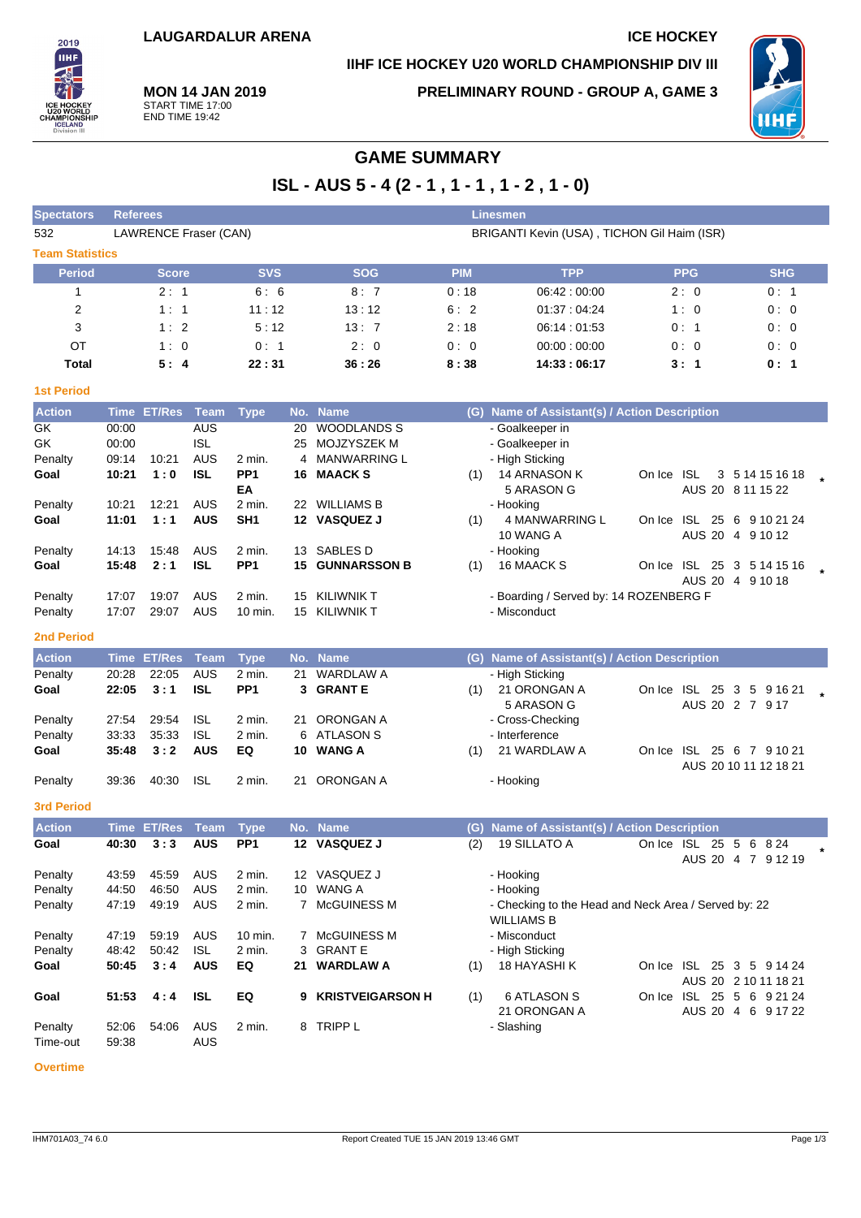LAUGARDALUR ARENA

ICE HOCKEY

IIHF ICE HOCKEY U20 WORLD CHAMPIONSHIP DIV III

**MON 14 JAN 2019**
START TIME 17:00
END TIME 19:42

PRELIMINARY ROUND - GROUP A, GAME 3

# GAME SUMMARY

## ISL - AUS 5 - 4 (2 - 1 , 1 - 1 , 1 - 2 , 1 - 0)

| Spectators | Referees | Linesmen |
|---|---|---|
| 532 | LAWRENCE Fraser (CAN) | BRIGANTI Kevin (USA) , TICHON Gil Haim (ISR) |

### Team Statistics

| Period | Score | SVS | SOG | PIM | TPP | PPG | SHG |
|---|---|---|---|---|---|---|---|
| 1 | 2 : 1 | 6 : 6 | 8 : 7 | 0 : 18 | 06:42 : 00:00 | 2 : 0 | 0 : 1 |
| 2 | 1 : 1 | 11 : 12 | 13 : 12 | 6 : 2 | 01:37 : 04:24 | 1 : 0 | 0 : 0 |
| 3 | 1 : 2 | 5 : 12 | 13 : 7 | 2 : 18 | 06:14 : 01:53 | 0 : 1 | 0 : 0 |
| OT | 1 : 0 | 0 : 1 | 2 : 0 | 0 : 0 | 00:00 : 00:00 | 0 : 0 | 0 : 0 |
| **Total** | **5 : 4** | **22 : 31** | **36 : 26** | **8 : 38** | **14:33 : 06:17** | **3 : 1** | **0 : 1** |

### 1st Period

| Action | Time | ET/Res | Team | Type | No. | Name | (G) | Name of Assistant(s) / Action Description | On Ice | |
|---|---|---|---|---|---|---|---|---|---|---|
| GK | 00:00 | | AUS | | 20 | WOODLANDS S | | - Goalkeeper in | | |
| GK | 00:00 | | ISL | | 25 | MOJZYSZEK M | | - Goalkeeper in | | |
| Penalty | 09:14 | 10:21 | AUS | 2 min. | 4 | MANWARRING L | | - High Sticking | | |
| **Goal** | **10:21** | **1 : 0** | **ISL** | **PP1 EA** | **16** | **MAACK S** | (1) | 14 ARNASON K<br>5 ARASON G | On Ice ISL 3 5 14 15 16 18<br>AUS 20 8 11 15 22 | * |
| Penalty | 10:21 | 12:21 | AUS | 2 min. | 22 | WILLIAMS B | | - Hooking | | |
| **Goal** | **11:01** | **1 : 1** | **AUS** | **SH1** | **12** | **VASQUEZ J** | (1) | 4 MANWARRING L<br>10 WANG A | On Ice ISL 25 6 9 10 21 24<br>AUS 20 4 9 10 12 | |
| Penalty | 14:13 | 15:48 | AUS | 2 min. | 13 | SABLES D | | - Hooking | | |
| **Goal** | **15:48** | **2 : 1** | **ISL** | **PP1** | **15** | **GUNNARSSON B** | (1) | 16 MAACK S | On Ice ISL 25 3 5 14 15 16<br>AUS 20 4 9 10 18 | * |
| Penalty | 17:07 | 19:07 | AUS | 2 min. | 15 | KILIWNIK T | | - Boarding / Served by: 14 ROZENBERG F | | |
| Penalty | 17:07 | 29:07 | AUS | 10 min. | 15 | KILIWNIK T | | - Misconduct | | |

### 2nd Period

| Action | Time | ET/Res | Team | Type | No. | Name | (G) | Name of Assistant(s) / Action Description | On Ice | |
|---|---|---|---|---|---|---|---|---|---|---|
| Penalty | 20:28 | 22:05 | AUS | 2 min. | 21 | WARDLAW A | | - High Sticking | | |
| **Goal** | **22:05** | **3 : 1** | **ISL** | **PP1** | **3** | **GRANT E** | (1) | 21 ORONGAN A<br>5 ARASON G | On Ice ISL 25 3 5 9 16 21<br>AUS 20 2 7 9 17 | * |
| Penalty | 27:54 | 29:54 | ISL | 2 min. | 21 | ORONGAN A | | - Cross-Checking | | |
| Penalty | 33:33 | 35:33 | ISL | 2 min. | 6 | ATLASON S | | - Interference | | |
| **Goal** | **35:48** | **3 : 2** | **AUS** | **EQ** | **10** | **WANG A** | (1) | 21 WARDLAW A | On Ice ISL 25 6 7 9 10 21<br>AUS 20 10 11 12 18 21 | |
| Penalty | 39:36 | 40:30 | ISL | 2 min. | 21 | ORONGAN A | | - Hooking | | |

### 3rd Period

| Action | Time | ET/Res | Team | Type | No. | Name | (G) | Name of Assistant(s) / Action Description | On Ice | |
|---|---|---|---|---|---|---|---|---|---|---|
| **Goal** | **40:30** | **3 : 3** | **AUS** | **PP1** | **12** | **VASQUEZ J** | (2) | 19 SILLATO A | On Ice ISL 25 5 6 8 24<br>AUS 20 4 7 9 12 19 | * |
| Penalty | 43:59 | 45:59 | AUS | 2 min. | 12 | VASQUEZ J | | - Hooking | | |
| Penalty | 44:50 | 46:50 | AUS | 2 min. | 10 | WANG A | | - Hooking | | |
| Penalty | 47:19 | 49:19 | AUS | 2 min. | 7 | McGUINESS M | | - Checking to the Head and Neck Area / Served by: 22 WILLIAMS B | | |
| Penalty | 47:19 | 59:19 | AUS | 10 min. | 7 | McGUINESS M | | - Misconduct | | |
| Penalty | 48:42 | 50:42 | ISL | 2 min. | 3 | GRANT E | | - High Sticking | | |
| **Goal** | **50:45** | **3 : 4** | **AUS** | **EQ** | **21** | **WARDLAW A** | (1) | 18 HAYASHI K | On Ice ISL 25 3 5 9 14 24<br>AUS 20 2 10 11 18 21 | |
| **Goal** | **51:53** | **4 : 4** | **ISL** | **EQ** | **9** | **KRISTVEIGARSON H** | (1) | 6 ATLASON S<br>21 ORONGAN A | On Ice ISL 25 5 6 9 21 24<br>AUS 20 4 6 9 17 22 | |
| Penalty | 52:06 | 54:06 | AUS | 2 min. | 8 | TRIPP L | | - Slashing | | |
| Time-out | 59:38 | | AUS | | | | | | | |

### Overtime

IHM701A03_74 6.0    Report Created TUE 15 JAN 2019 13:46 GMT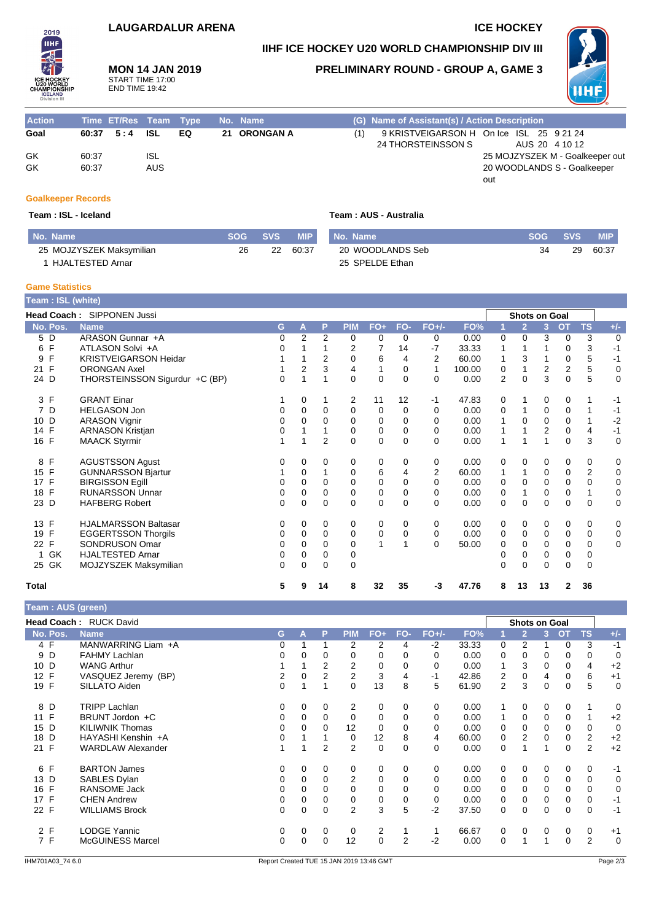# LAUGARDALUR ARENA

# ICE HOCKEY

## IIHF ICE HOCKEY U20 WORLD CHAMPIONSHIP DIV III

**MON 14 JAN 2019**
START TIME 17:00
END TIME 19:42

## PRELIMINARY ROUND - GROUP A, GAME 3

| Action | Time | ET/Res | Team | Type | No. | Name | (G) | Name of Assistant(s) / Action Description |
|---|---|---|---|---|---|---|---|---|
| Goal | 60:37 | 5 : 4 | ISL | EQ | 21 | ORONGAN A | (1) | 9 KRISTVEIGARSON H 24 THORSTEINSSON S / On Ice ISL 25 9 21 24 / AUS 20 4 10 12 |
| GK | 60:37 | | ISL | | | | | 25 MOJZYSZEK M - Goalkeeper out |
| GK | 60:37 | | AUS | | | | | 20 WOODLANDS S - Goalkeeper out |

### Goalkeeper Records

**Team : ISL - Iceland**

| No. Name | SOG | SVS | MIP |
|---|---|---|---|
| 25 MOJZYSZEK Maksymilian | 26 | 22 | 60:37 |
| 1 HJALTESTED Arnar | | | |

**Team : AUS - Australia**

| No. Name | SOG | SVS | MIP |
|---|---|---|---|
| 20 WOODLANDS Seb | 34 | 29 | 60:37 |
| 25 SPELDE Ethan | | | |

### Game Statistics

**Team : ISL (white)**

**Head Coach :** SIPPONEN Jussi

| No. | Pos. | Name | G | A | P | PIM | FO+ | FO- | FO+/- | FO% | Shots on Goal 1 | 2 | 3 | OT | TS | +/- |
|---|---|---|---|---|---|---|---|---|---|---|---|---|---|---|---|---|
| 5 | D | ARASON Gunnar +A | 0 | 2 | 2 | 0 | 0 | 0 | 0 | 0.00 | 0 | 0 | 3 | 0 | 3 | 0 |
| 6 | F | ATLASON Solvi +A | 0 | 1 | 1 | 2 | 7 | 14 | -7 | 33.33 | 1 | 1 | 1 | 0 | 3 | -1 |
| 9 | F | KRISTVEIGARSON Heidar | 1 | 1 | 2 | 0 | 6 | 4 | 2 | 60.00 | 1 | 3 | 1 | 0 | 5 | -1 |
| 21 | F | ORONGAN Axel | 1 | 2 | 3 | 4 | 1 | 0 | 1 | 100.00 | 0 | 1 | 2 | 2 | 5 | 0 |
| 24 | D | THORSTEINSSON Sigurdur +C (BP) | 0 | 1 | 1 | 0 | 0 | 0 | 0 | 0.00 | 2 | 0 | 3 | 0 | 5 | 0 |
| 3 | F | GRANT Einar | 1 | 0 | 1 | 2 | 11 | 12 | -1 | 47.83 | 0 | 1 | 0 | 0 | 1 | -1 |
| 7 | D | HELGASON Jon | 0 | 0 | 0 | 0 | 0 | 0 | 0 | 0.00 | 0 | 1 | 0 | 0 | 1 | -1 |
| 10 | D | ARASON Vignir | 0 | 0 | 0 | 0 | 0 | 0 | 0 | 0.00 | 1 | 0 | 0 | 0 | 1 | -2 |
| 14 | F | ARNASON Kristjan | 0 | 1 | 1 | 0 | 0 | 0 | 0 | 0.00 | 1 | 1 | 2 | 0 | 4 | -1 |
| 16 | F | MAACK Styrmir | 1 | 1 | 2 | 0 | 0 | 0 | 0 | 0.00 | 1 | 1 | 1 | 0 | 3 | 0 |
| 8 | F | AGUSTSSON Agust | 0 | 0 | 0 | 0 | 0 | 0 | 0 | 0.00 | 0 | 0 | 0 | 0 | 0 | 0 |
| 15 | F | GUNNARSSON Bjartur | 1 | 0 | 1 | 0 | 6 | 4 | 2 | 60.00 | 1 | 1 | 0 | 0 | 2 | 0 |
| 17 | F | BIRGISSON Egill | 0 | 0 | 0 | 0 | 0 | 0 | 0 | 0.00 | 0 | 0 | 0 | 0 | 0 | 0 |
| 18 | F | RUNARSSON Unnar | 0 | 0 | 0 | 0 | 0 | 0 | 0 | 0.00 | 0 | 1 | 0 | 0 | 1 | 0 |
| 23 | D | HAFBERG Robert | 0 | 0 | 0 | 0 | 0 | 0 | 0 | 0.00 | 0 | 0 | 0 | 0 | 0 | 0 |
| 13 | F | HJALMARSSON Baltasar | 0 | 0 | 0 | 0 | 0 | 0 | 0 | 0.00 | 0 | 0 | 0 | 0 | 0 | 0 |
| 19 | F | EGGERTSSON Thorgils | 0 | 0 | 0 | 0 | 0 | 0 | 0 | 0.00 | 0 | 0 | 0 | 0 | 0 | 0 |
| 22 | F | SONDRUSON Omar | 0 | 0 | 0 | 0 | 1 | 1 | 0 | 50.00 | 0 | 0 | 0 | 0 | 0 | 0 |
| 1 | GK | HJALTESTED Arnar | 0 | 0 | 0 | 0 | | | | | 0 | 0 | 0 | 0 | 0 | |
| 25 | GK | MOJZYSZEK Maksymilian | 0 | 0 | 0 | 0 | | | | | 0 | 0 | 0 | 0 | 0 | |
| **Total** | | | **5** | **9** | **14** | **8** | **32** | **35** | **-3** | **47.76** | **8** | **13** | **13** | **2** | **36** | |

**Team : AUS (green)**

**Head Coach :** RUCK David

| No. | Pos. | Name | G | A | P | PIM | FO+ | FO- | FO+/- | FO% | Shots on Goal 1 | 2 | 3 | OT | TS | +/- |
|---|---|---|---|---|---|---|---|---|---|---|---|---|---|---|---|---|
| 4 | F | MANWARRING Liam +A | 0 | 1 | 1 | 2 | 2 | 4 | -2 | 33.33 | 0 | 2 | 1 | 0 | 3 | -1 |
| 9 | D | FAHMY Lachlan | 0 | 0 | 0 | 0 | 0 | 0 | 0 | 0.00 | 0 | 0 | 0 | 0 | 0 | 0 |
| 10 | D | WANG Arthur | 1 | 1 | 2 | 2 | 0 | 0 | 0 | 0.00 | 1 | 3 | 0 | 0 | 4 | +2 |
| 12 | F | VASQUEZ Jeremy (BP) | 2 | 0 | 2 | 2 | 3 | 4 | -1 | 42.86 | 2 | 0 | 4 | 0 | 6 | +1 |
| 19 | F | SILLATO Aiden | 0 | 1 | 1 | 0 | 13 | 8 | 5 | 61.90 | 2 | 3 | 0 | 0 | 5 | 0 |
| 8 | D | TRIPP Lachlan | 0 | 0 | 0 | 2 | 0 | 0 | 0 | 0.00 | 1 | 0 | 0 | 0 | 1 | 0 |
| 11 | F | BRUNT Jordon +C | 0 | 0 | 0 | 0 | 0 | 0 | 0 | 0.00 | 1 | 0 | 0 | 0 | 1 | +2 |
| 15 | D | KILIWNIK Thomas | 0 | 0 | 0 | 12 | 0 | 0 | 0 | 0.00 | 0 | 0 | 0 | 0 | 0 | 0 |
| 18 | D | HAYASHI Kenshin +A | 0 | 1 | 1 | 0 | 12 | 8 | 4 | 60.00 | 0 | 2 | 0 | 0 | 2 | +2 |
| 21 | F | WARDLAW Alexander | 1 | 1 | 2 | 2 | 0 | 0 | 0 | 0.00 | 0 | 1 | 1 | 0 | 2 | +2 |
| 6 | F | BARTON James | 0 | 0 | 0 | 0 | 0 | 0 | 0 | 0.00 | 0 | 0 | 0 | 0 | 0 | -1 |
| 13 | D | SABLES Dylan | 0 | 0 | 0 | 2 | 0 | 0 | 0 | 0.00 | 0 | 0 | 0 | 0 | 0 | 0 |
| 16 | F | RANSOME Jack | 0 | 0 | 0 | 0 | 0 | 0 | 0 | 0.00 | 0 | 0 | 0 | 0 | 0 | 0 |
| 17 | F | CHEN Andrew | 0 | 0 | 0 | 0 | 0 | 0 | 0 | 0.00 | 0 | 0 | 0 | 0 | 0 | -1 |
| 22 | F | WILLIAMS Brock | 0 | 0 | 0 | 2 | 3 | 5 | -2 | 37.50 | 0 | 0 | 0 | 0 | 0 | -1 |
| 2 | F | LODGE Yannic | 0 | 0 | 0 | 0 | 2 | 1 | 1 | 66.67 | 0 | 0 | 0 | 0 | 0 | +1 |
| 7 | F | McGUINESS Marcel | 0 | 0 | 0 | 12 | 0 | 2 | -2 | 0.00 | 0 | 1 | 1 | 0 | 2 | 0 |

IHM701A03_74 6.0 — Report Created TUE 15 JAN 2019 13:46 GMT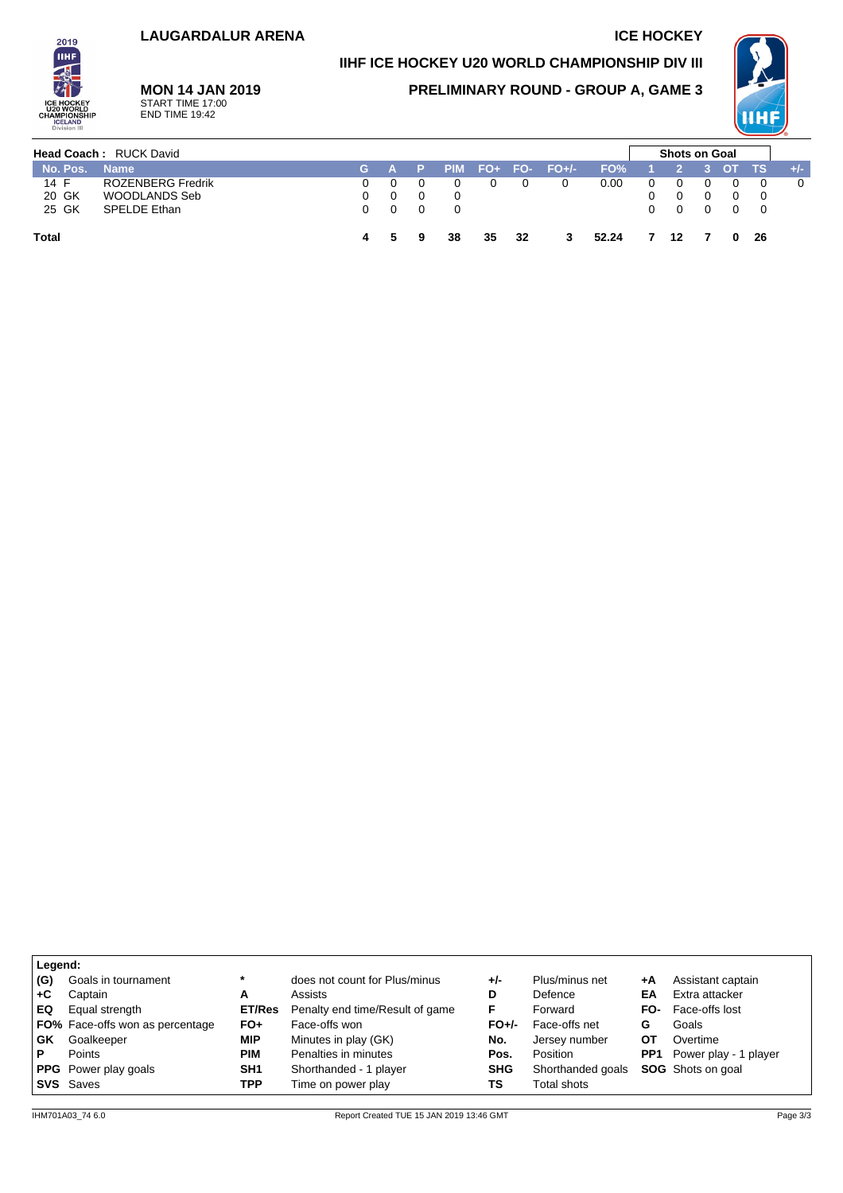LAUGARDALUR ARENA

ICE HOCKEY

# IIHF ICE HOCKEY U20 WORLD CHAMPIONSHIP DIV III

**MON 14 JAN 2019**
START TIME 17:00
END TIME 19:42

## PRELIMINARY ROUND - GROUP A, GAME 3

**Head Coach :** RUCK David

| No. | Pos. | Name | G | A | P | PIM | FO+ | FO- | FO+/- | FO% | Shots on Goal 1 | 2 | 3 | OT | TS | +/- |
|---|---|---|---|---|---|---|---|---|---|---|---|---|---|---|---|---|
| 14 | F | ROZENBERG Fredrik | 0 | 0 | 0 | 0 | 0 | 0 | 0 | 0.00 | 0 | 0 | 0 | 0 | 0 | 0 |
| 20 | GK | WOODLANDS Seb | 0 | 0 | 0 | 0 | | | | | 0 | 0 | 0 | 0 | 0 | |
| 25 | GK | SPELDE Ethan | 0 | 0 | 0 | 0 | | | | | 0 | 0 | 0 | 0 | 0 | |
| **Total** | | | **4** | **5** | **9** | **38** | **35** | **32** | **3** | **52.24** | **7** | **12** | **7** | **0** | **26** | |

**Legend:**

| | | | | | | | |
|---|---|---|---|---|---|---|---|
| (G) | Goals in tournament | * | does not count for Plus/minus | +/- | Plus/minus net | +A | Assistant captain |
| +C | Captain | A | Assists | D | Defence | EA | Extra attacker |
| EQ | Equal strength | ET/Res | Penalty end time/Result of game | F | Forward | FO- | Face-offs lost |
| FO% | Face-offs won as percentage | FO+ | Face-offs won | FO+/- | Face-offs net | G | Goals |
| GK | Goalkeeper | MIP | Minutes in play (GK) | No. | Jersey number | OT | Overtime |
| P | Points | PIM | Penalties in minutes | Pos. | Position | PP1 | Power play - 1 player |
| PPG | Power play goals | SH1 | Shorthanded - 1 player | SHG | Shorthanded goals | SOG | Shots on goal |
| SVS | Saves | TPP | Time on power play | TS | Total shots | | |

IHM701A03_74 6.0 Report Created TUE 15 JAN 2019 13:46 GMT